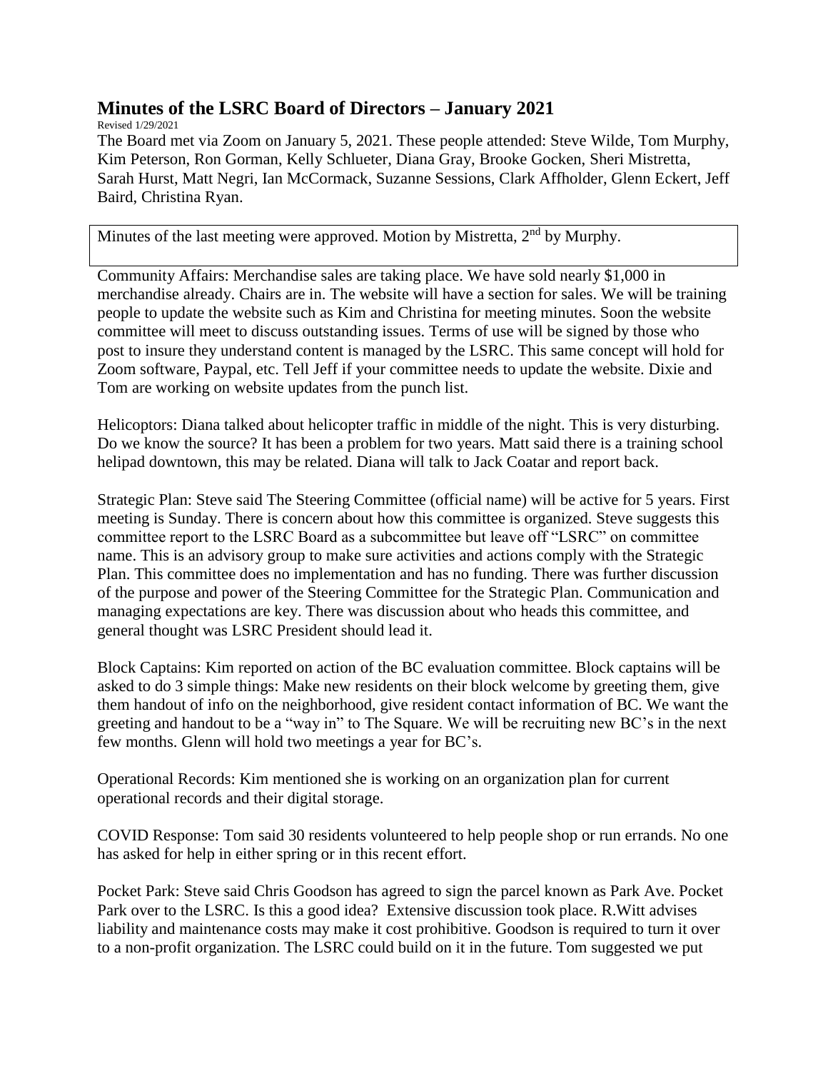# Minutes of the LSRC Board of Directors – January 2021

Revised 1/29/2021

The Board met via Zoom on January 5, 2021. These people attended: Steve Wilde, Tom Murphy, Kim Peterson, Ron Gorman, Kelly Schlueter, Diana Gray, Brooke Gocken, Sheri Mistretta, Sarah Hurst, Matt Negri, Ian McCormack, Suzanne Sessions, Clark Affholder, Glenn Eckert, Jeff Baird, Christina Ryan.

Minutes of the last meeting were approved. Motion by Mistretta, 2nd by Murphy.

Community Affairs: Merchandise sales are taking place. We have sold nearly $1,000 in merchandise already. Chairs are in. The website will have a section for sales. We will be training people to update the website such as Kim and Christina for meeting minutes. Soon the website committee will meet to discuss outstanding issues. Terms of use will be signed by those who post to insure they understand content is managed by the LSRC. This same concept will hold for Zoom software, Paypal, etc. Tell Jeff if your committee needs to update the website. Dixie and Tom are working on website updates from the punch list.

Helicoptors: Diana talked about helicopter traffic in middle of the night. This is very disturbing. Do we know the source? It has been a problem for two years. Matt said there is a training school helipad downtown, this may be related. Diana will talk to Jack Coatar and report back.

Strategic Plan: Steve said The Steering Committee (official name) will be active for 5 years. First meeting is Sunday. There is concern about how this committee is organized. Steve suggests this committee report to the LSRC Board as a subcommittee but leave off "LSRC" on committee name. This is an advisory group to make sure activities and actions comply with the Strategic Plan. This committee does no implementation and has no funding. There was further discussion of the purpose and power of the Steering Committee for the Strategic Plan. Communication and managing expectations are key. There was discussion about who heads this committee, and general thought was LSRC President should lead it.

Block Captains: Kim reported on action of the BC evaluation committee. Block captains will be asked to do 3 simple things: Make new residents on their block welcome by greeting them, give them handout of info on the neighborhood, give resident contact information of BC. We want the greeting and handout to be a "way in" to The Square. We will be recruiting new BC's in the next few months. Glenn will hold two meetings a year for BC's.

Operational Records: Kim mentioned she is working on an organization plan for current operational records and their digital storage.

COVID Response: Tom said 30 residents volunteered to help people shop or run errands. No one has asked for help in either spring or in this recent effort.

Pocket Park: Steve said Chris Goodson has agreed to sign the parcel known as Park Ave. Pocket Park over to the LSRC. Is this a good idea? Extensive discussion took place. R.Witt advises liability and maintenance costs may make it cost prohibitive. Goodson is required to turn it over to a non-profit organization. The LSRC could build on it in the future. Tom suggested we put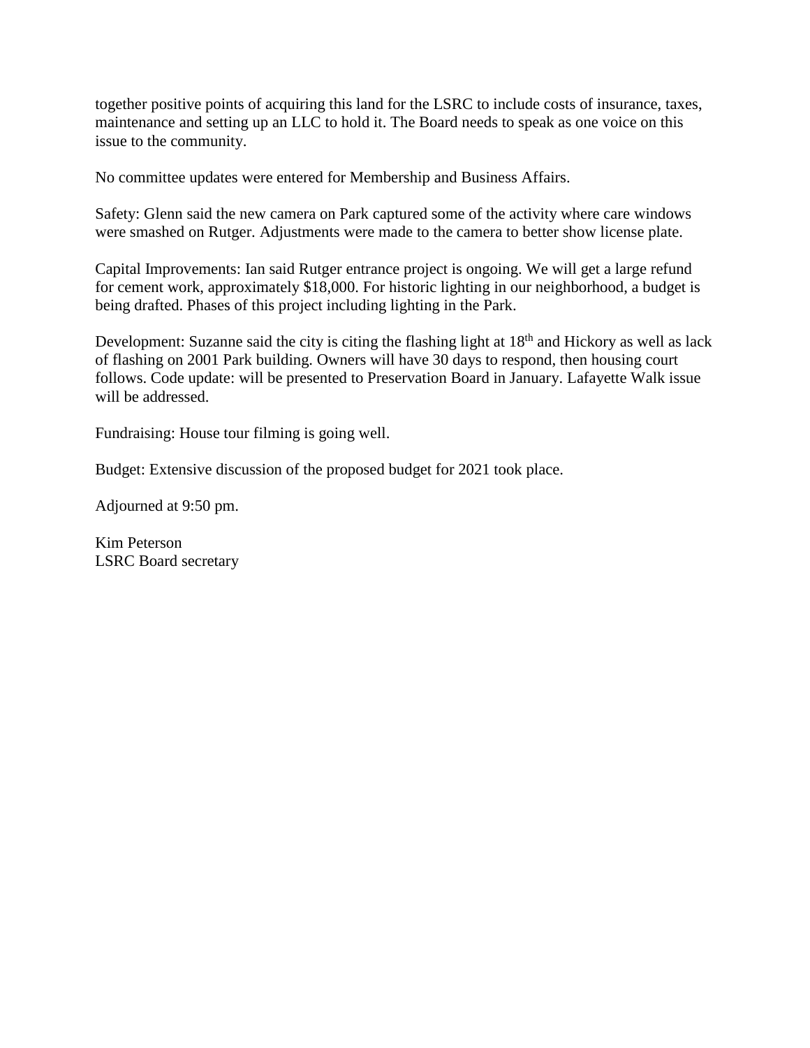together positive points of acquiring this land for the LSRC to include costs of insurance, taxes, maintenance and setting up an LLC to hold it. The Board needs to speak as one voice on this issue to the community.

No committee updates were entered for Membership and Business Affairs.

Safety: Glenn said the new camera on Park captured some of the activity where care windows were smashed on Rutger. Adjustments were made to the camera to better show license plate.

Capital Improvements: Ian said Rutger entrance project is ongoing. We will get a large refund for cement work, approximately $18,000. For historic lighting in our neighborhood, a budget is being drafted. Phases of this project including lighting in the Park.

Development: Suzanne said the city is citing the flashing light at 18th and Hickory as well as lack of flashing on 2001 Park building. Owners will have 30 days to respond, then housing court follows. Code update: will be presented to Preservation Board in January. Lafayette Walk issue will be addressed.

Fundraising: House tour filming is going well.

Budget: Extensive discussion of the proposed budget for 2021 took place.

Adjourned at 9:50 pm.

Kim Peterson  
LSRC Board secretary